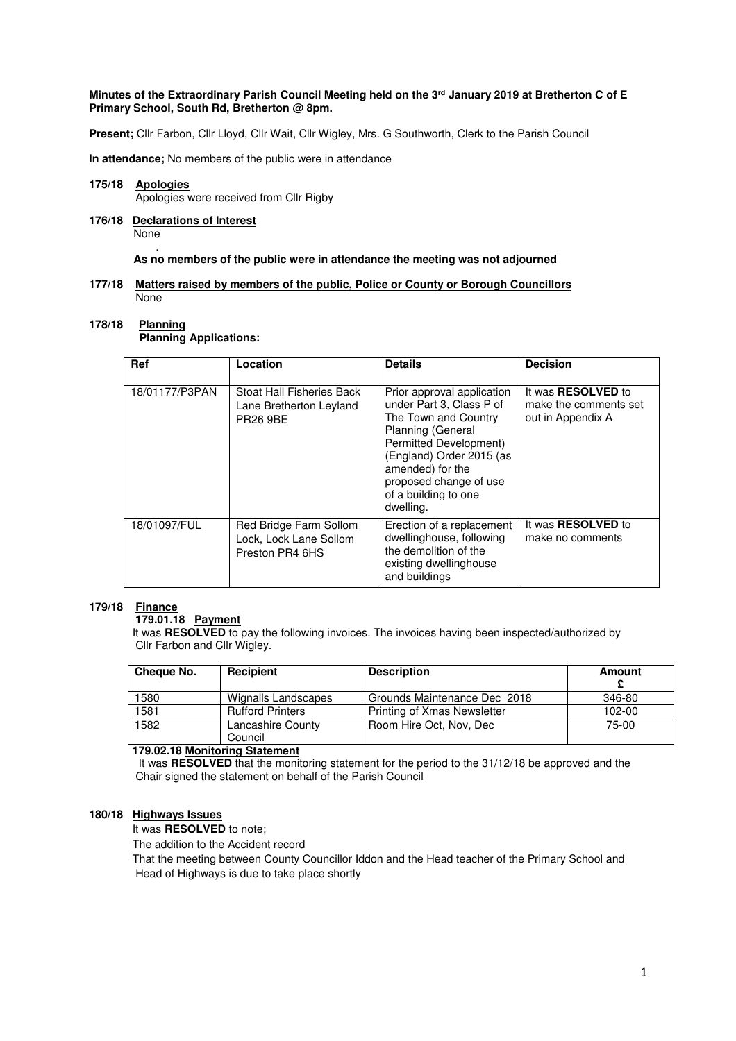**Minutes of the Extraordinary Parish Council Meeting held on the 3rd January 2019 at Bretherton C of E Primary School, South Rd, Bretherton @ 8pm.**

**Present;** Cllr Farbon, Cllr Lloyd, Cllr Wait, Cllr Wigley, Mrs. G Southworth, Clerk to the Parish Council

**In attendance;** No members of the public were in attendance

**175/18 Apologies**

Apologies were received from Cllr Rigby

**176/18 Declarations of Interest**

None

**As no members of the public were in attendance the meeting was not adjourned**

**177/18 Matters raised by members of the public, Police or County or Borough Councillors**

None

**178/18 Planning**

**Planning Applications:**

| Ref | Location | Details | Decision |
|---|---|---|---|
| 18/01177/P3PAN | Stoat Hall Fisheries Back Lane Bretherton Leyland PR26 9BE | Prior approval application under Part 3, Class P of The Town and Country Planning (General Permitted Development) (England) Order 2015 (as amended) for the proposed change of use of a building to one dwelling. | It was **RESOLVED** to make the comments set out in Appendix A |
| 18/01097/FUL | Red Bridge Farm Sollom Lock, Lock Lane Sollom Preston PR4 6HS | Erection of a replacement dwellinghouse, following the demolition of the existing dwellinghouse and buildings | It was **RESOLVED** to make no comments |

**179/18 Finance**

**179.01.18 Payment**

It was **RESOLVED** to pay the following invoices. The invoices having been inspected/authorized by Cllr Farbon and Cllr Wigley.

| Cheque No. | Recipient | Description | Amount £ |
|---|---|---|---|
| 1580 | Wignalls Landscapes | Grounds Maintenance Dec 2018 | 346-80 |
| 1581 | Rufford Printers | Printing of Xmas Newsletter | 102-00 |
| 1582 | Lancashire County Council | Room Hire Oct, Nov, Dec | 75-00 |

**179.02.18 Monitoring Statement**

It was **RESOLVED** that the monitoring statement for the period to the 31/12/18 be approved and the Chair signed the statement on behalf of the Parish Council

**180/18 Highways Issues**

It was **RESOLVED** to note;

The addition to the Accident record

That the meeting between County Councillor Iddon and the Head teacher of the Primary School and Head of Highways is due to take place shortly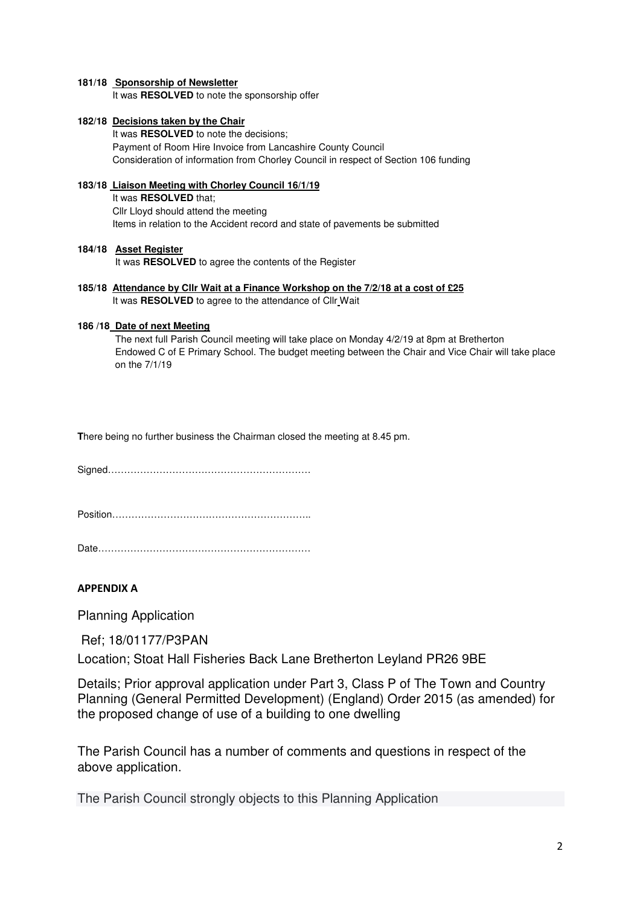**181/18 Sponsorship of Newsletter**

It was **RESOLVED** to note the sponsorship offer

**182/18 Decisions taken by the Chair**

It was **RESOLVED** to note the decisions;
Payment of Room Hire Invoice from Lancashire County Council
Consideration of information from Chorley Council in respect of Section 106 funding

**183/18 Liaison Meeting with Chorley Council 16/1/19**

It was **RESOLVED** that;
Cllr Lloyd should attend the meeting
Items in relation to the Accident record and state of pavements be submitted

**184/18 Asset Register**

It was **RESOLVED** to agree the contents of the Register

**185/18 Attendance by Cllr Wait at a Finance Workshop on the 7/2/18 at a cost of £25**

It was **RESOLVED** to agree to the attendance of Cllr Wait

**186 /18 Date of next Meeting**

The next full Parish Council meeting will take place on Monday 4/2/19 at 8pm at Bretherton Endowed C of E Primary School. The budget meeting between the Chair and Vice Chair will take place on the 7/1/19

**T**here being no further business the Chairman closed the meeting at 8.45 pm.

Signed………………………………………………………

Position……………………………………………………..

Date…………………………………………………………

**APPENDIX A**

Planning Application

Ref; 18/01177/P3PAN

Location; Stoat Hall Fisheries Back Lane Bretherton Leyland PR26 9BE

Details; Prior approval application under Part 3, Class P of The Town and Country Planning (General Permitted Development) (England) Order 2015 (as amended) for the proposed change of use of a building to one dwelling

The Parish Council has a number of comments and questions in respect of the above application.

The Parish Council strongly objects to this Planning Application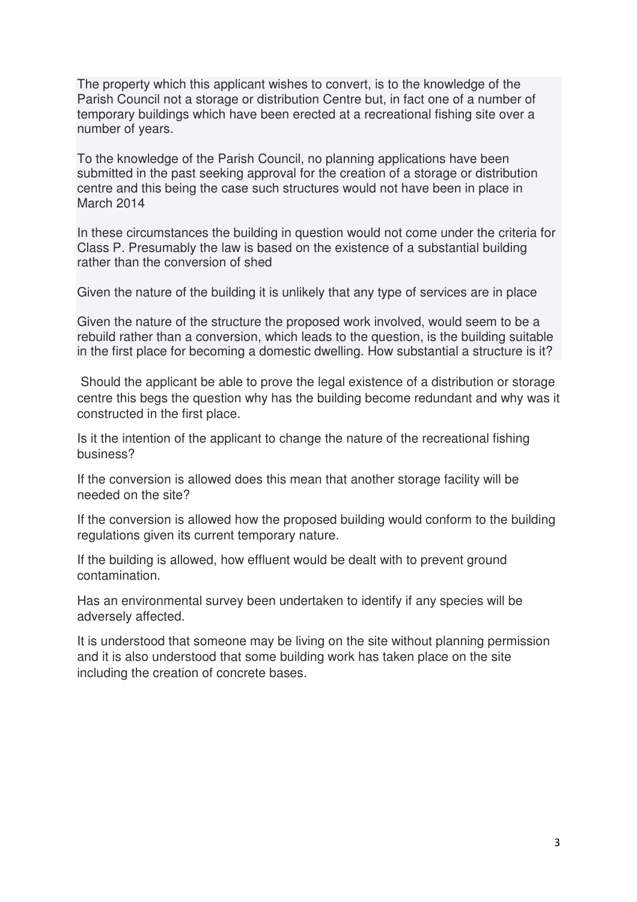The property which this applicant wishes to convert, is to the knowledge of the Parish Council not a storage or distribution Centre but, in fact one of a number of temporary buildings which have been erected at a recreational fishing site over a number of years.

To the knowledge of the Parish Council, no planning applications have been submitted in the past seeking approval for the creation of a storage or distribution centre and this being the case such structures would not have been in place in March 2014

In these circumstances the building in question would not come under the criteria for Class P. Presumably the law is based on the existence of a substantial building rather than the conversion of shed

Given the nature of the building it is unlikely that any type of services are in place

Given the nature of the structure the proposed work involved, would seem to be a rebuild rather than a conversion, which leads to the question, is the building suitable in the first place for becoming a domestic dwelling. How substantial a structure is it?

Should the applicant be able to prove the legal existence of a distribution or storage centre this begs the question why has the building become redundant and why was it constructed in the first place.

Is it the intention of the applicant to change the nature of the recreational fishing business?

If the conversion is allowed does this mean that another storage facility will be needed on the site?

If the conversion is allowed how the proposed building would conform to the building regulations given its current temporary nature.

If the building is allowed, how effluent would be dealt with to prevent ground contamination.

Has an environmental survey been undertaken to identify if any species will be adversely affected.

It is understood that someone may be living on the site without planning permission and it is also understood that some building work has taken place on the site including the creation of concrete bases.